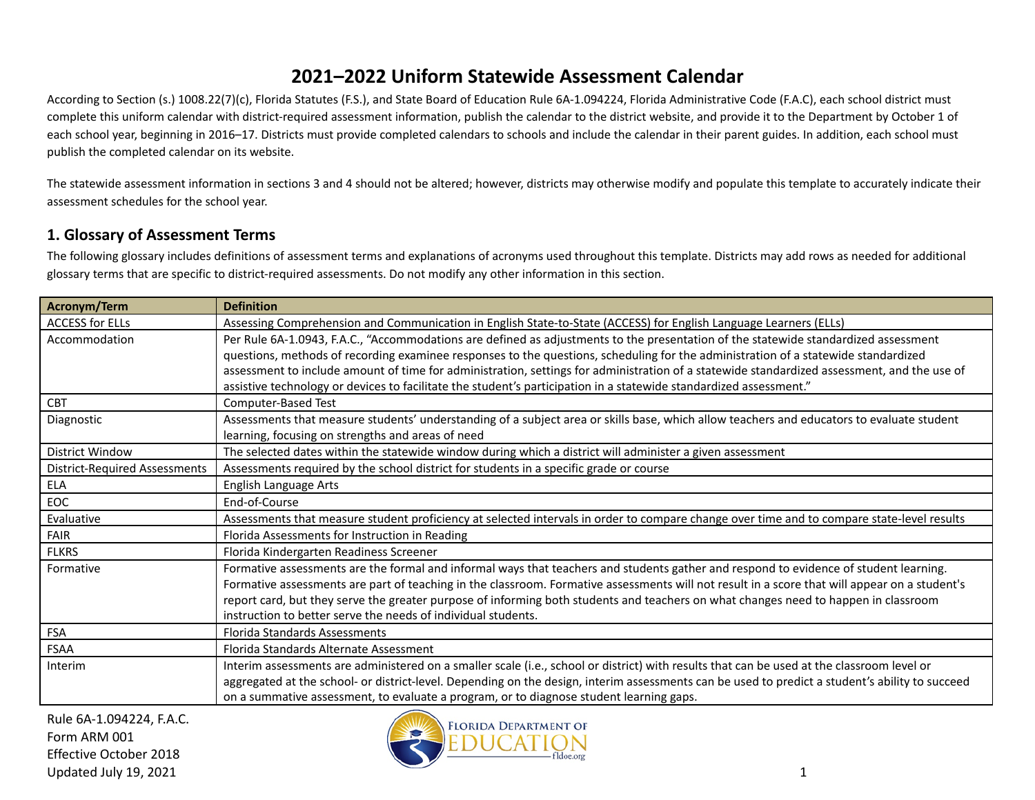# 2021–2022 Uniform Statewide Assessment Calendar

According to Section (s.) 1008.22(7)(c), Florida Statutes (F.S.), and State Board of Education Rule 6A-1.094224, Florida Administrative Code (F.A.C), each school district must complete this uniform calendar with district-required assessment information, publish the calendar to the district website, and provide it to the Department by October 1 of each school year, beginning in 2016–17. Districts must provide completed calendars to schools and include the calendar in their parent guides. In addition, each school must publish the completed calendar on its website.

The statewide assessment information in sections 3 and 4 should not be altered; however, districts may otherwise modify and populate this template to accurately indicate their assessment schedules for the school year.

## 1. Glossary of Assessment Terms

The following glossary includes definitions of assessment terms and explanations of acronyms used throughout this template. Districts may add rows as needed for additional glossary terms that are specific to district-required assessments. Do not modify any other information in this section.

| Acronym/Term | Definition |
|---|---|
| ACCESS for ELLs | Assessing Comprehension and Communication in English State-to-State (ACCESS) for English Language Learners (ELLs) |
| Accommodation | Per Rule 6A-1.0943, F.A.C., "Accommodations are defined as adjustments to the presentation of the statewide standardized assessment questions, methods of recording examinee responses to the questions, scheduling for the administration of a statewide standardized assessment to include amount of time for administration, settings for administration of a statewide standardized assessment, and the use of assistive technology or devices to facilitate the student's participation in a statewide standardized assessment." |
| CBT | Computer-Based Test |
| Diagnostic | Assessments that measure students' understanding of a subject area or skills base, which allow teachers and educators to evaluate student learning, focusing on strengths and areas of need |
| District Window | The selected dates within the statewide window during which a district will administer a given assessment |
| District-Required Assessments | Assessments required by the school district for students in a specific grade or course |
| ELA | English Language Arts |
| EOC | End-of-Course |
| Evaluative | Assessments that measure student proficiency at selected intervals in order to compare change over time and to compare state-level results |
| FAIR | Florida Assessments for Instruction in Reading |
| FLKRS | Florida Kindergarten Readiness Screener |
| Formative | Formative assessments are the formal and informal ways that teachers and students gather and respond to evidence of student learning. Formative assessments are part of teaching in the classroom. Formative assessments will not result in a score that will appear on a student's report card, but they serve the greater purpose of informing both students and teachers on what changes need to happen in classroom instruction to better serve the needs of individual students. |
| FSA | Florida Standards Assessments |
| FSAA | Florida Standards Alternate Assessment |
| Interim | Interim assessments are administered on a smaller scale (i.e., school or district) with results that can be used at the classroom level or aggregated at the school- or district-level. Depending on the design, interim assessments can be used to predict a student's ability to succeed on a summative assessment, to evaluate a program, or to diagnose student learning gaps. |

Rule 6A-1.094224, F.A.C.
Form ARM 001
Effective October 2018
Updated July 19, 2021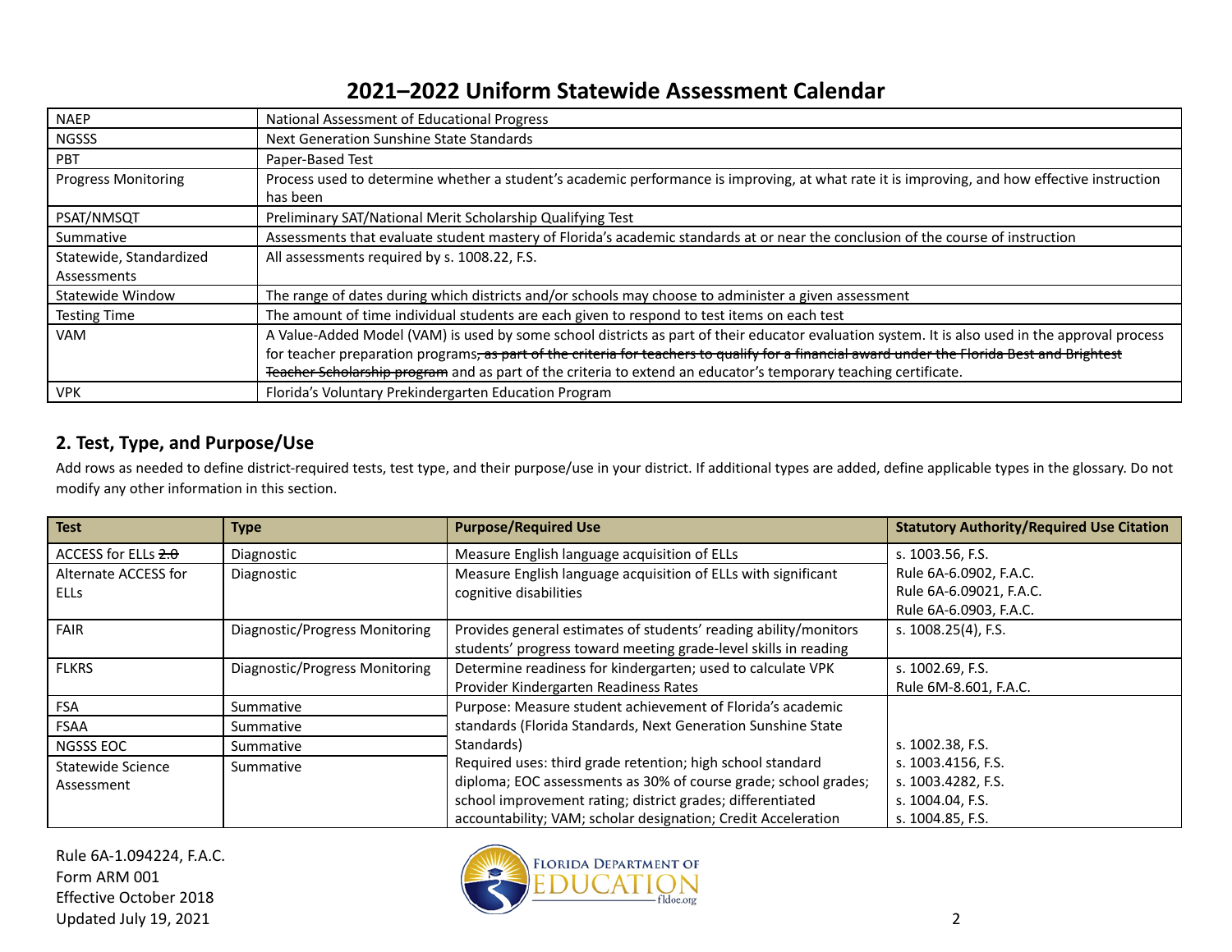## 2021–2022 Uniform Statewide Assessment Calendar

| | |
|---|---|
| NAEP | National Assessment of Educational Progress |
| NGSSS | Next Generation Sunshine State Standards |
| PBT | Paper-Based Test |
| Progress Monitoring | Process used to determine whether a student's academic performance is improving, at what rate it is improving, and how effective instruction has been |
| PSAT/NMSQT | Preliminary SAT/National Merit Scholarship Qualifying Test |
| Summative | Assessments that evaluate student mastery of Florida's academic standards at or near the conclusion of the course of instruction |
| Statewide, Standardized Assessments | All assessments required by s. 1008.22, F.S. |
| Statewide Window | The range of dates during which districts and/or schools may choose to administer a given assessment |
| Testing Time | The amount of time individual students are each given to respond to test items on each test |
| VAM | A Value-Added Model (VAM) is used by some school districts as part of their educator evaluation system. It is also used in the approval process for teacher preparation programs~~, as part of the criteria for teachers to qualify for a financial award under the Florida Best and Brightest Teacher Scholarship program~~ and as part of the criteria to extend an educator's temporary teaching certificate. |
| VPK | Florida's Voluntary Prekindergarten Education Program |

### 2. Test, Type, and Purpose/Use

Add rows as needed to define district-required tests, test type, and their purpose/use in your district. If additional types are added, define applicable types in the glossary. Do not modify any other information in this section.

| Test | Type | Purpose/Required Use | Statutory Authority/Required Use Citation |
|---|---|---|---|
| ACCESS for ELLs ~~2.0~~ | Diagnostic | Measure English language acquisition of ELLs | s. 1003.56, F.S.<br>Rule 6A-6.0902, F.A.C.<br>Rule 6A-6.09021, F.A.C.<br>Rule 6A-6.0903, F.A.C. |
| Alternate ACCESS for ELLs | Diagnostic | Measure English language acquisition of ELLs with significant cognitive disabilities | |
| FAIR | Diagnostic/Progress Monitoring | Provides general estimates of students' reading ability/monitors students' progress toward meeting grade-level skills in reading | s. 1008.25(4), F.S. |
| FLKRS | Diagnostic/Progress Monitoring | Determine readiness for kindergarten; used to calculate VPK Provider Kindergarten Readiness Rates | s. 1002.69, F.S.<br>Rule 6M-8.601, F.A.C. |
| FSA | Summative | Purpose: Measure student achievement of Florida's academic standards (Florida Standards, Next Generation Sunshine State Standards)<br>Required uses: third grade retention; high school standard diploma; EOC assessments as 30% of course grade; school grades; school improvement rating; district grades; differentiated accountability; VAM; scholar designation; Credit Acceleration | s. 1002.38, F.S.<br>s. 1003.4156, F.S.<br>s. 1003.4282, F.S.<br>s. 1004.04, F.S.<br>s. 1004.85, F.S. |
| FSAA | Summative | | |
| NGSSS EOC | Summative | | |
| Statewide Science Assessment | Summative | | |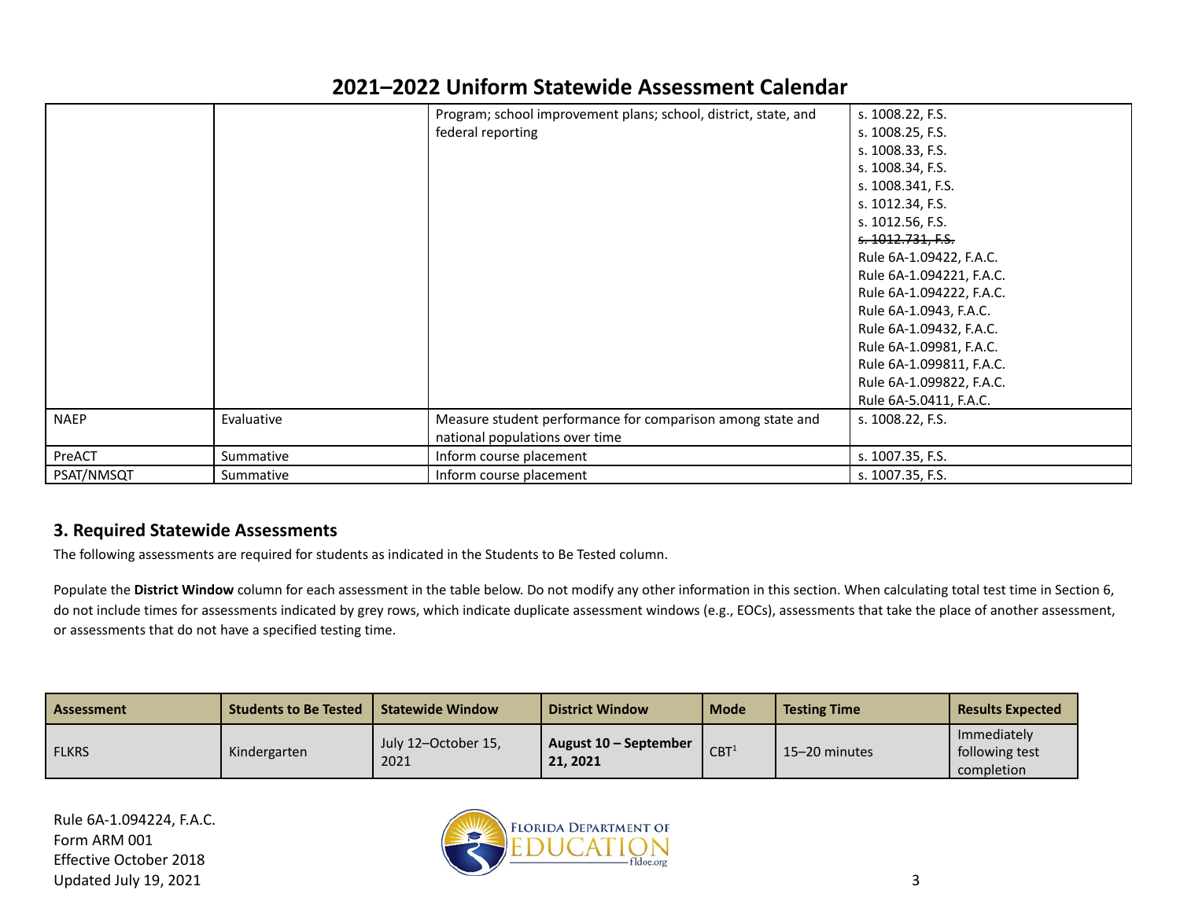## 2021–2022 Uniform Statewide Assessment Calendar

| | | | |
|---|---|---|---|
| | | Program; school improvement plans; school, district, state, and federal reporting | s. 1008.22, F.S.<br>s. 1008.25, F.S.<br>s. 1008.33, F.S.<br>s. 1008.34, F.S.<br>s. 1008.341, F.S.<br>s. 1012.34, F.S.<br>s. 1012.56, F.S.<br>~~s. 1012.731, F.S.~~<br>Rule 6A-1.09422, F.A.C.<br>Rule 6A-1.094221, F.A.C.<br>Rule 6A-1.094222, F.A.C.<br>Rule 6A-1.0943, F.A.C.<br>Rule 6A-1.09432, F.A.C.<br>Rule 6A-1.09981, F.A.C.<br>Rule 6A-1.099811, F.A.C.<br>Rule 6A-1.099822, F.A.C.<br>Rule 6A-5.0411, F.A.C. |
| NAEP | Evaluative | Measure student performance for comparison among state and national populations over time | s. 1008.22, F.S. |
| PreACT | Summative | Inform course placement | s. 1007.35, F.S. |
| PSAT/NMSQT | Summative | Inform course placement | s. 1007.35, F.S. |

### 3. Required Statewide Assessments

The following assessments are required for students as indicated in the Students to Be Tested column.

Populate the **District Window** column for each assessment in the table below. Do not modify any other information in this section. When calculating total test time in Section 6, do not include times for assessments indicated by grey rows, which indicate duplicate assessment windows (e.g., EOCs), assessments that take the place of another assessment, or assessments that do not have a specified testing time.

| Assessment | Students to Be Tested | Statewide Window | District Window | Mode | Testing Time | Results Expected |
|---|---|---|---|---|---|---|
| FLKRS | Kindergarten | July 12–October 15, 2021 | **August 10 – September 21, 2021** | CBT[1] | 15–20 minutes | Immediately following test completion |

Rule 6A-1.094224, F.A.C.
Form ARM 001
Effective October 2018
Updated July 19, 2021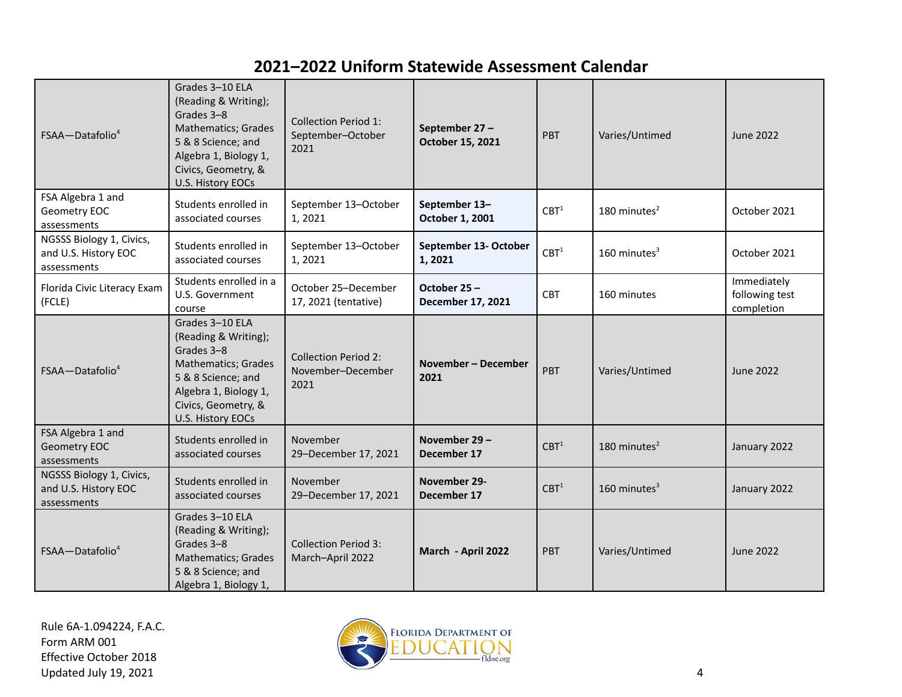# 2021–2022 Uniform Statewide Assessment Calendar

| | | | | | | |
|---|---|---|---|---|---|---|
| FSAA—Datafolio[4] | Grades 3–10 ELA (Reading & Writing); Grades 3–8 Mathematics; Grades 5 & 8 Science; and Algebra 1, Biology 1, Civics, Geometry, & U.S. History EOCs | Collection Period 1: September–October 2021 | **September 27 – October 15, 2021** | PBT | Varies/Untimed | June 2022 |
| FSA Algebra 1 and Geometry EOC assessments | Students enrolled in associated courses | September 13–October 1, 2021 | **September 13– October 1, 2001** | CBT[1] | 180 minutes[2] | October 2021 |
| NGSSS Biology 1, Civics, and U.S. History EOC assessments | Students enrolled in associated courses | September 13–October 1, 2021 | **September 13- October 1, 2021** | CBT[1] | 160 minutes[3] | October 2021 |
| Florida Civic Literacy Exam (FCLE) | Students enrolled in a U.S. Government course | October 25–December 17, 2021 (tentative) | **October 25 – December 17, 2021** | CBT | 160 minutes | Immediately following test completion |
| FSAA—Datafolio[4] | Grades 3–10 ELA (Reading & Writing); Grades 3–8 Mathematics; Grades 5 & 8 Science; and Algebra 1, Biology 1, Civics, Geometry, & U.S. History EOCs | Collection Period 2: November–December 2021 | **November – December 2021** | PBT | Varies/Untimed | June 2022 |
| FSA Algebra 1 and Geometry EOC assessments | Students enrolled in associated courses | November 29–December 17, 2021 | **November 29 – December 17** | CBT[1] | 180 minutes[2] | January 2022 |
| NGSSS Biology 1, Civics, and U.S. History EOC assessments | Students enrolled in associated courses | November 29–December 17, 2021 | **November 29- December 17** | CBT[1] | 160 minutes[3] | January 2022 |
| FSAA—Datafolio[4] | Grades 3–10 ELA (Reading & Writing); Grades 3–8 Mathematics; Grades 5 & 8 Science; and Algebra 1, Biology 1, | Collection Period 3: March–April 2022 | **March - April 2022** | PBT | Varies/Untimed | June 2022 |

Rule 6A-1.094224, F.A.C.
Form ARM 001
Effective October 2018
Updated July 19, 2021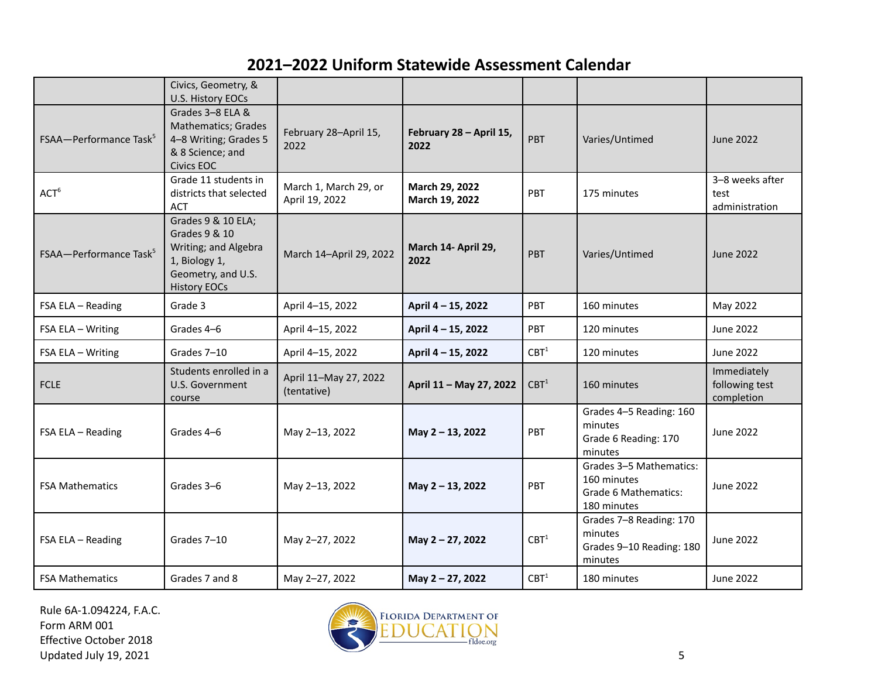# 2021–2022 Uniform Statewide Assessment Calendar

| | | | | | | |
|---|---|---|---|---|---|---|
| | Civics, Geometry, & U.S. History EOCs | | | | | |
| FSAA—Performance Task[5] | Grades 3–8 ELA & Mathematics; Grades 4–8 Writing; Grades 5 & 8 Science; and Civics EOC | February 28–April 15, 2022 | **February 28 – April 15, 2022** | PBT | Varies/Untimed | June 2022 |
| ACT[6] | Grade 11 students in districts that selected ACT | March 1, March 29, or April 19, 2022 | **March 29, 2022 March 19, 2022** | PBT | 175 minutes | 3–8 weeks after test administration |
| FSAA—Performance Task[5] | Grades 9 & 10 ELA; Grades 9 & 10 Writing; and Algebra 1, Biology 1, Geometry, and U.S. History EOCs | March 14–April 29, 2022 | **March 14- April 29, 2022** | PBT | Varies/Untimed | June 2022 |
| FSA ELA – Reading | Grade 3 | April 4–15, 2022 | **April 4 – 15, 2022** | PBT | 160 minutes | May 2022 |
| FSA ELA – Writing | Grades 4–6 | April 4–15, 2022 | **April 4 – 15, 2022** | PBT | 120 minutes | June 2022 |
| FSA ELA – Writing | Grades 7–10 | April 4–15, 2022 | **April 4 – 15, 2022** | CBT[1] | 120 minutes | June 2022 |
| FCLE | Students enrolled in a U.S. Government course | April 11–May 27, 2022 (tentative) | **April 11 – May 27, 2022** | CBT[1] | 160 minutes | Immediately following test completion |
| FSA ELA – Reading | Grades 4–6 | May 2–13, 2022 | **May 2 – 13, 2022** | PBT | Grades 4–5 Reading: 160 minutes Grade 6 Reading: 170 minutes | June 2022 |
| FSA Mathematics | Grades 3–6 | May 2–13, 2022 | **May 2 – 13, 2022** | PBT | Grades 3–5 Mathematics: 160 minutes Grade 6 Mathematics: 180 minutes | June 2022 |
| FSA ELA – Reading | Grades 7–10 | May 2–27, 2022 | **May 2 – 27, 2022** | CBT[1] | Grades 7–8 Reading: 170 minutes Grades 9–10 Reading: 180 minutes | June 2022 |
| FSA Mathematics | Grades 7 and 8 | May 2–27, 2022 | **May 2 – 27, 2022** | CBT[1] | 180 minutes | June 2022 |

Rule 6A-1.094224, F.A.C.
Form ARM 001
Effective October 2018
Updated July 19, 2021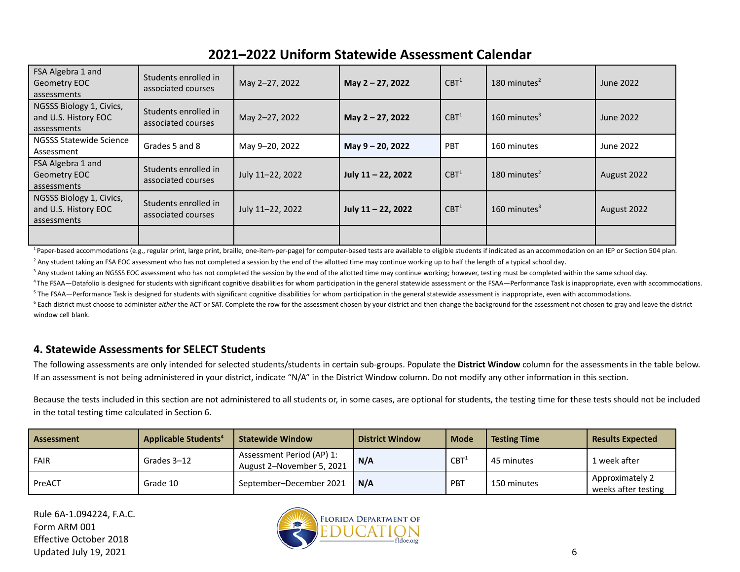## 2021–2022 Uniform Statewide Assessment Calendar

| | | | | | | |
|---|---|---|---|---|---|---|
| FSA Algebra 1 and Geometry EOC assessments | Students enrolled in associated courses | May 2–27, 2022 | **May 2 – 27, 2022** | CBT[1] | 180 minutes[2] | June 2022 |
| NGSSS Biology 1, Civics, and U.S. History EOC assessments | Students enrolled in associated courses | May 2–27, 2022 | **May 2 – 27, 2022** | CBT[1] | 160 minutes[3] | June 2022 |
| NGSSS Statewide Science Assessment | Grades 5 and 8 | May 9–20, 2022 | **May 9 – 20, 2022** | PBT | 160 minutes | June 2022 |
| FSA Algebra 1 and Geometry EOC assessments | Students enrolled in associated courses | July 11–22, 2022 | **July 11 – 22, 2022** | CBT[1] | 180 minutes[2] | August 2022 |
| NGSSS Biology 1, Civics, and U.S. History EOC assessments | Students enrolled in associated courses | July 11–22, 2022 | **July 11 – 22, 2022** | CBT[1] | 160 minutes[3] | August 2022 |
| | | | | | | |

[1] Paper-based accommodations (e.g., regular print, large print, braille, one-item-per-page) for computer-based tests are available to eligible students if indicated as an accommodation on an IEP or Section 504 plan.

[2] Any student taking an FSA EOC assessment who has not completed a session by the end of the allotted time may continue working up to half the length of a typical school day.

[3] Any student taking an NGSSS EOC assessment who has not completed the session by the end of the allotted time may continue working; however, testing must be completed within the same school day.

[4] The FSAA—Datafolio is designed for students with significant cognitive disabilities for whom participation in the general statewide assessment or the FSAA—Performance Task is inappropriate, even with accommodations.

[5] The FSAA—Performance Task is designed for students with significant cognitive disabilities for whom participation in the general statewide assessment is inappropriate, even with accommodations.

[6] Each district must choose to administer *either* the ACT or SAT. Complete the row for the assessment chosen by your district and then change the background for the assessment not chosen to gray and leave the district window cell blank.

### 4. Statewide Assessments for SELECT Students

The following assessments are only intended for selected students/students in certain sub-groups. Populate the **District Window** column for the assessments in the table below. If an assessment is not being administered in your district, indicate "N/A" in the District Window column. Do not modify any other information in this section.

Because the tests included in this section are not administered to all students or, in some cases, are optional for students, the testing time for these tests should not be included in the total testing time calculated in Section 6.

| Assessment | Applicable Students[4] | Statewide Window | District Window | Mode | Testing Time | Results Expected |
|---|---|---|---|---|---|---|
| FAIR | Grades 3–12 | Assessment Period (AP) 1: August 2–November 5, 2021 | **N/A** | CBT[1] | 45 minutes | 1 week after |
| PreACT | Grade 10 | September–December 2021 | **N/A** | PBT | 150 minutes | Approximately 2 weeks after testing |

Rule 6A-1.094224, F.A.C.
Form ARM 001
Effective October 2018
Updated July 19, 2021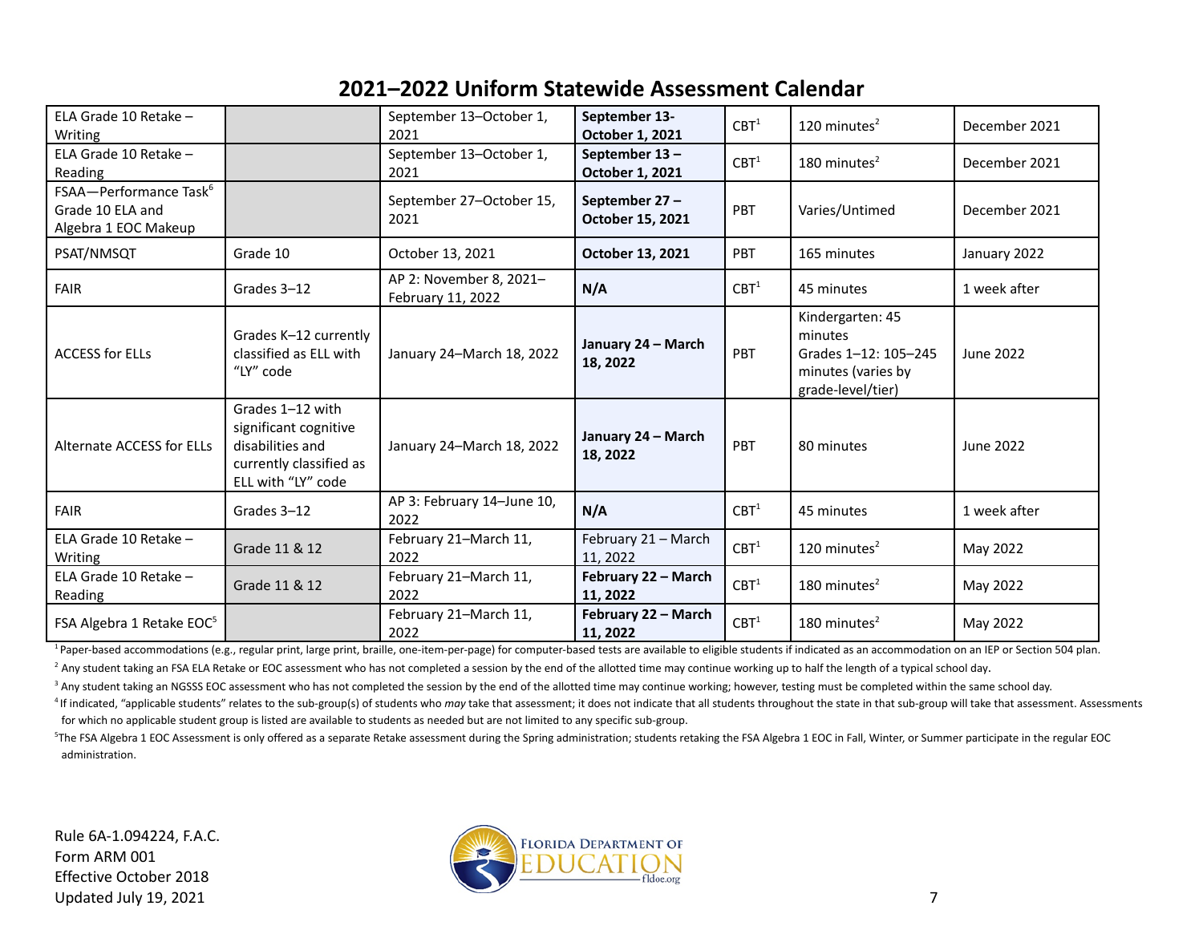# 2021–2022 Uniform Statewide Assessment Calendar

| | | | | | | |
|---|---|---|---|---|---|---|
| ELA Grade 10 Retake – Writing | | September 13–October 1, 2021 | **September 13-October 1, 2021** | CBT[1] | 120 minutes[2] | December 2021 |
| ELA Grade 10 Retake – Reading | | September 13–October 1, 2021 | **September 13 – October 1, 2021** | CBT[1] | 180 minutes[2] | December 2021 |
| FSAA—Performance Task[6] Grade 10 ELA and Algebra 1 EOC Makeup | | September 27–October 15, 2021 | **September 27 – October 15, 2021** | PBT | Varies/Untimed | December 2021 |
| PSAT/NMSQT | Grade 10 | October 13, 2021 | **October 13, 2021** | PBT | 165 minutes | January 2022 |
| FAIR | Grades 3–12 | AP 2: November 8, 2021–February 11, 2022 | **N/A** | CBT[1] | 45 minutes | 1 week after |
| ACCESS for ELLs | Grades K–12 currently classified as ELL with "LY" code | January 24–March 18, 2022 | **January 24 – March 18, 2022** | PBT | Kindergarten: 45 minutes Grades 1–12: 105–245 minutes (varies by grade-level/tier) | June 2022 |
| Alternate ACCESS for ELLs | Grades 1–12 with significant cognitive disabilities and currently classified as ELL with "LY" code | January 24–March 18, 2022 | **January 24 – March 18, 2022** | PBT | 80 minutes | June 2022 |
| FAIR | Grades 3–12 | AP 3: February 14–June 10, 2022 | **N/A** | CBT[1] | 45 minutes | 1 week after |
| ELA Grade 10 Retake – Writing | Grade 11 & 12 | February 21–March 11, 2022 | February 21 – March 11, 2022 | CBT[1] | 120 minutes[2] | May 2022 |
| ELA Grade 10 Retake – Reading | Grade 11 & 12 | February 21–March 11, 2022 | **February 22 – March 11, 2022** | CBT[1] | 180 minutes[2] | May 2022 |
| FSA Algebra 1 Retake EOC[5] | | February 21–March 11, 2022 | **February 22 – March 11, 2022** | CBT[1] | 180 minutes[2] | May 2022 |

[1] Paper-based accommodations (e.g., regular print, large print, braille, one-item-per-page) for computer-based tests are available to eligible students if indicated as an accommodation on an IEP or Section 504 plan.

[2] Any student taking an FSA ELA Retake or EOC assessment who has not completed a session by the end of the allotted time may continue working up to half the length of a typical school day.

[3] Any student taking an NGSSS EOC assessment who has not completed the session by the end of the allotted time may continue working; however, testing must be completed within the same school day.

[4] If indicated, "applicable students" relates to the sub-group(s) of students who *may* take that assessment; it does not indicate that all students throughout the state in that sub-group will take that assessment. Assessments for which no applicable student group is listed are available to students as needed but are not limited to any specific sub-group.

[5] The FSA Algebra 1 EOC Assessment is only offered as a separate Retake assessment during the Spring administration; students retaking the FSA Algebra 1 EOC in Fall, Winter, or Summer participate in the regular EOC administration.

Rule 6A-1.094224, F.A.C.
Form ARM 001
Effective October 2018
Updated July 19, 2021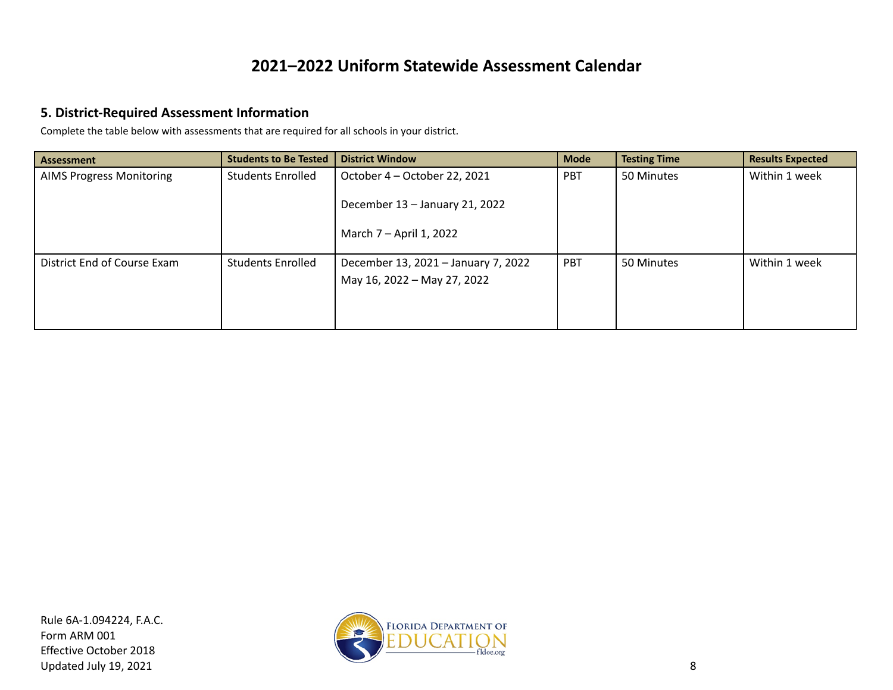# 2021–2022 Uniform Statewide Assessment Calendar

## 5. District-Required Assessment Information

Complete the table below with assessments that are required for all schools in your district.

| Assessment | Students to Be Tested | District Window | Mode | Testing Time | Results Expected |
|---|---|---|---|---|---|
| AIMS Progress Monitoring | Students Enrolled | October 4 – October 22, 2021<br><br>December 13 – January 21, 2022<br><br>March 7 – April 1, 2022 | PBT | 50 Minutes | Within 1 week |
| District End of Course Exam | Students Enrolled | December 13, 2021 – January 7, 2022<br>May 16, 2022 – May 27, 2022 | PBT | 50 Minutes | Within 1 week |

Rule 6A-1.094224, F.A.C.
Form ARM 001
Effective October 2018
Updated July 19, 2021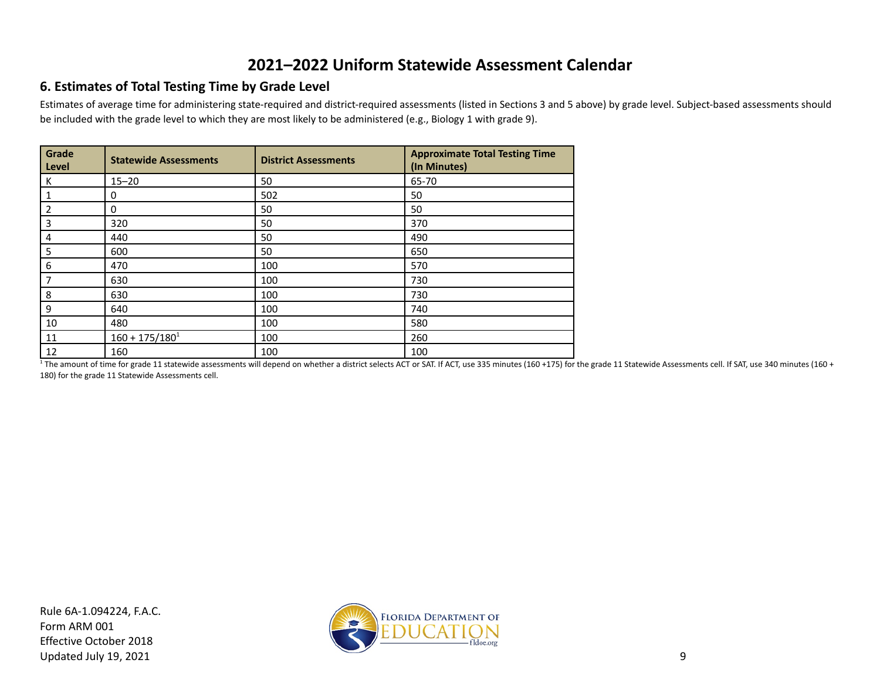# 2021–2022 Uniform Statewide Assessment Calendar

## 6. Estimates of Total Testing Time by Grade Level

Estimates of average time for administering state-required and district-required assessments (listed in Sections 3 and 5 above) by grade level. Subject-based assessments should be included with the grade level to which they are most likely to be administered (e.g., Biology 1 with grade 9).

| Grade Level | Statewide Assessments | District Assessments | Approximate Total Testing Time (In Minutes) |
|---|---|---|---|
| K | 15–20 | 50 | 65-70 |
| 1 | 0 | 502 | 50 |
| 2 | 0 | 50 | 50 |
| 3 | 320 | 50 | 370 |
| 4 | 440 | 50 | 490 |
| 5 | 600 | 50 | 650 |
| 6 | 470 | 100 | 570 |
| 7 | 630 | 100 | 730 |
| 8 | 630 | 100 | 730 |
| 9 | 640 | 100 | 740 |
| 10 | 480 | 100 | 580 |
| 11 | 160 + 175/180[1] | 100 | 260 |
| 12 | 160 | 100 | 100 |

[1] The amount of time for grade 11 statewide assessments will depend on whether a district selects ACT or SAT. If ACT, use 335 minutes (160 +175) for the grade 11 Statewide Assessments cell. If SAT, use 340 minutes (160 + 180) for the grade 11 Statewide Assessments cell.

Rule 6A-1.094224, F.A.C.
Form ARM 001
Effective October 2018
Updated July 19, 2021